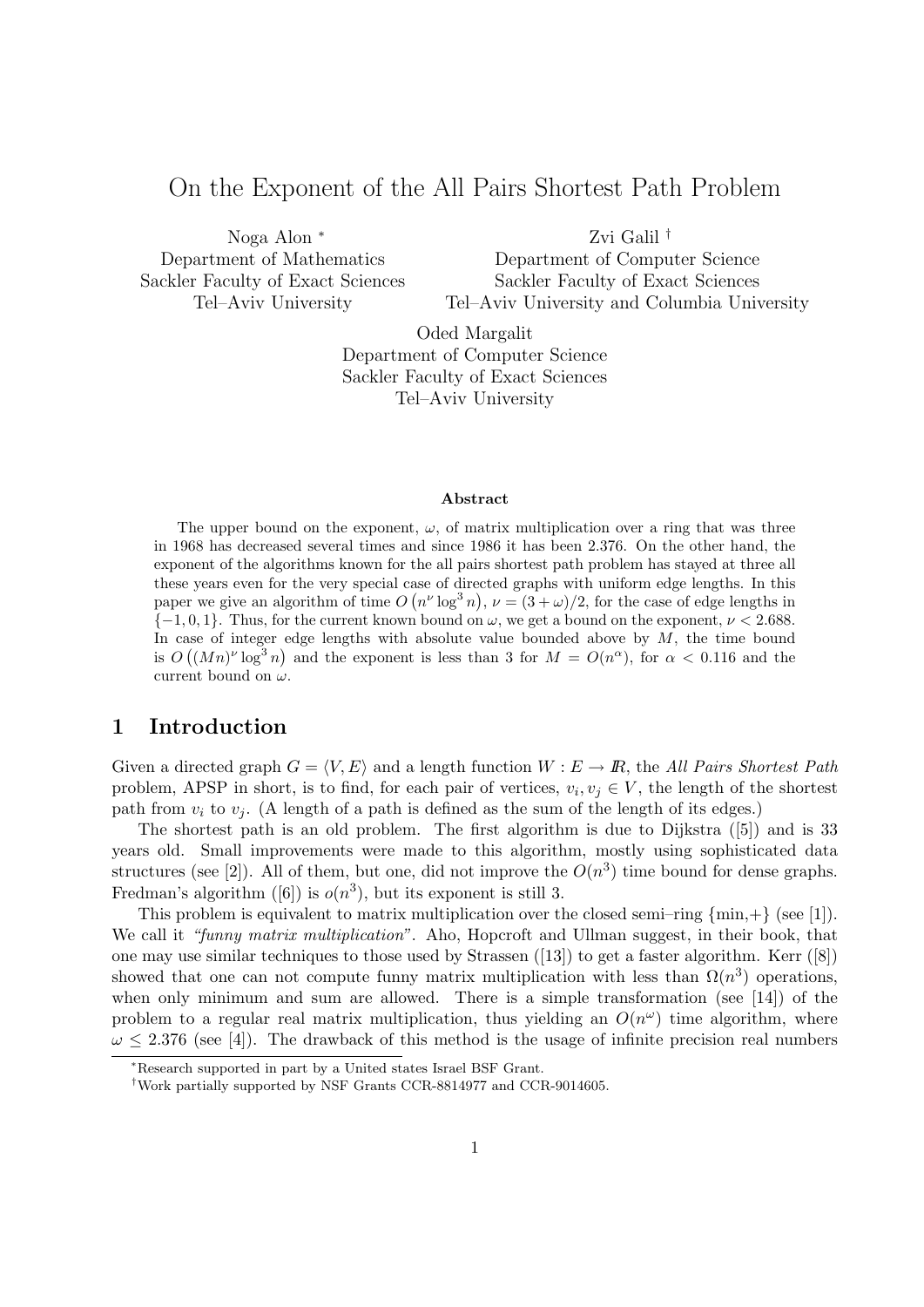# On the Exponent of the All Pairs Shortest Path Problem

Noga Alon [*]
Department of Mathematics
Sackler Faculty of Exact Sciences
Tel–Aviv University

Zvi Galil [†]
Department of Computer Science
Sackler Faculty of Exact Sciences
Tel–Aviv University and Columbia University

Oded Margalit
Department of Computer Science
Sackler Faculty of Exact Sciences
Tel–Aviv University

**Abstract**

The upper bound on the exponent, $\omega$, of matrix multiplication over a ring that was three in 1968 has decreased several times and since 1986 it has been 2.376. On the other hand, the exponent of the algorithms known for the all pairs shortest path problem has stayed at three all these years even for the very special case of directed graphs with uniform edge lengths. In this paper we give an algorithm of time $O\left(n^{\nu}\log^3 n\right)$, $\nu = (3+\omega)/2$, for the case of edge lengths in $\{-1,0,1\}$. Thus, for the current known bound on $\omega$, we get a bound on the exponent, $\nu < 2.688$. In case of integer edge lengths with absolute value bounded above by $M$, the time bound is $O\left((Mn)^{\nu}\log^3 n\right)$ and the exponent is less than 3 for $M = O(n^{\alpha})$, for $\alpha < 0.116$ and the current bound on $\omega$.

## 1 Introduction

Given a directed graph $G = \langle V, E\rangle$ and a length function $W : E \to I\!R$, the *All Pairs Shortest Path* problem, APSP in short, is to find, for each pair of vertices, $v_i, v_j \in V$, the length of the shortest path from $v_i$ to $v_j$. (A length of a path is defined as the sum of the length of its edges.)

The shortest path is an old problem. The first algorithm is due to Dijkstra ([5]) and is 33 years old. Small improvements were made to this algorithm, mostly using sophisticated data structures (see [2]). All of them, but one, did not improve the $O(n^3)$ time bound for dense graphs. Fredman's algorithm ([6]) is $o(n^3)$, but its exponent is still 3.

This problem is equivalent to matrix multiplication over the closed semi–ring {min,+} (see [1]). We call it *"funny matrix multiplication"*. Aho, Hopcroft and Ullman suggest, in their book, that one may use similar techniques to those used by Strassen ([13]) to get a faster algorithm. Kerr ([8]) showed that one can not compute funny matrix multiplication with less than $\Omega(n^3)$ operations, when only minimum and sum are allowed. There is a simple transformation (see [14]) of the problem to a regular real matrix multiplication, thus yielding an $O(n^{\omega})$ time algorithm, where $\omega \le 2.376$ (see [4]). The drawback of this method is the usage of infinite precision real numbers

[*] Research supported in part by a United states Israel BSF Grant.

[†] Work partially supported by NSF Grants CCR-8814977 and CCR-9014605.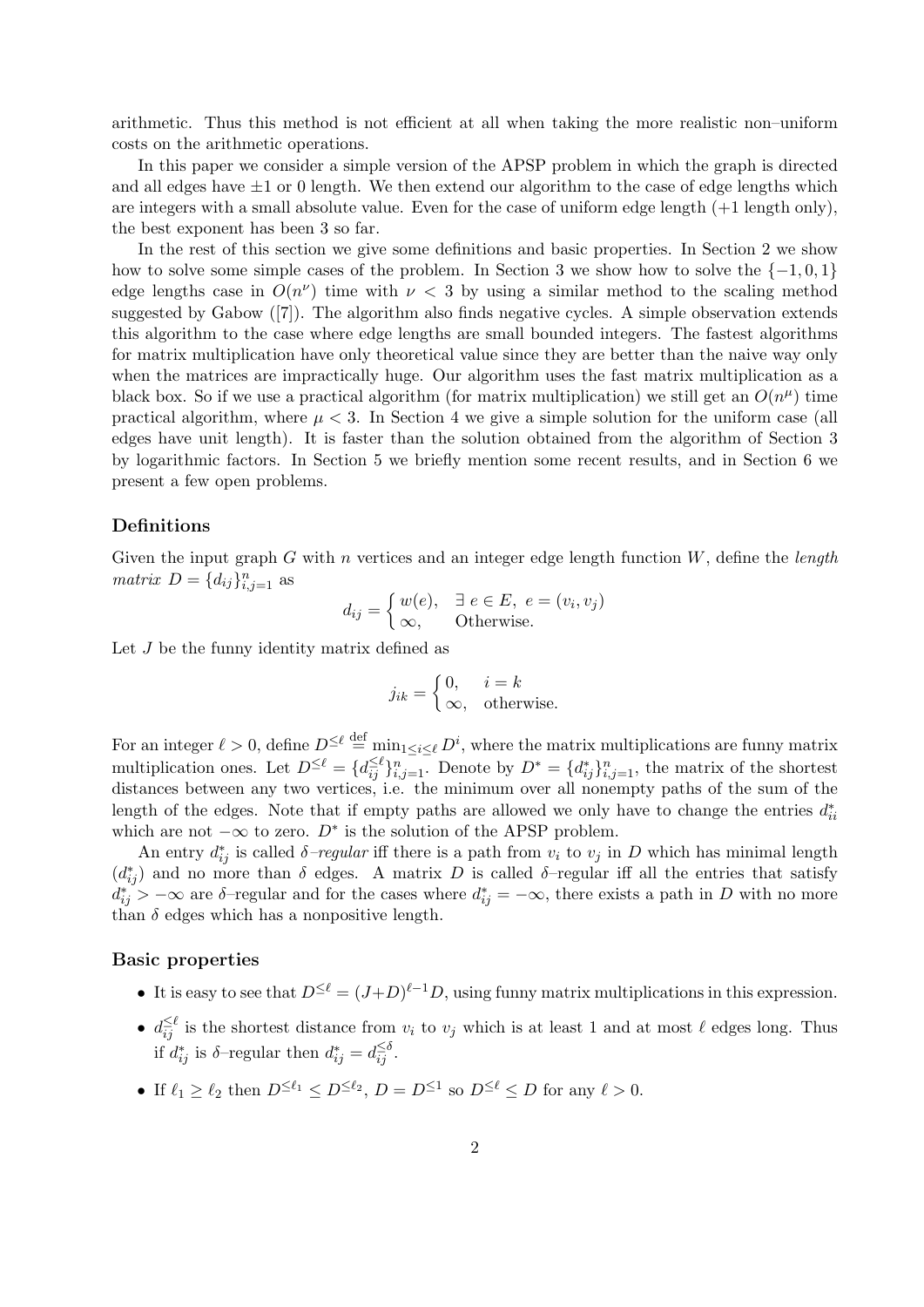arithmetic. Thus this method is not efficient at all when taking the more realistic non–uniform costs on the arithmetic operations.

In this paper we consider a simple version of the APSP problem in which the graph is directed and all edges have $\pm 1$ or 0 length. We then extend our algorithm to the case of edge lengths which are integers with a small absolute value. Even for the case of uniform edge length (+1 length only), the best exponent has been 3 so far.

In the rest of this section we give some definitions and basic properties. In Section 2 we show how to solve some simple cases of the problem. In Section 3 we show how to solve the $\{-1, 0, 1\}$ edge lengths case in $O(n^\nu)$ time with $\nu < 3$ by using a similar method to the scaling method suggested by Gabow ([7]). The algorithm also finds negative cycles. A simple observation extends this algorithm to the case where edge lengths are small bounded integers. The fastest algorithms for matrix multiplication have only theoretical value since they are better than the naive way only when the matrices are impractically huge. Our algorithm uses the fast matrix multiplication as a black box. So if we use a practical algorithm (for matrix multiplication) we still get an $O(n^\mu)$ time practical algorithm, where $\mu < 3$. In Section 4 we give a simple solution for the uniform case (all edges have unit length). It is faster than the solution obtained from the algorithm of Section 3 by logarithmic factors. In Section 5 we briefly mention some recent results, and in Section 6 we present a few open problems.

### Definitions

Given the input graph $G$ with $n$ vertices and an integer edge length function $W$, define the *length matrix* $D = \{d_{ij}\}_{i,j=1}^n$ as

$$d_{ij} = \begin{cases} w(e), & \exists\, e \in E,\ e = (v_i, v_j) \\ \infty, & \text{Otherwise.} \end{cases}$$

Let $J$ be the funny identity matrix defined as

$$j_{ik} = \begin{cases} 0, & i = k \\ \infty, & \text{otherwise.} \end{cases}$$

For an integer $\ell > 0$, define $D^{\leq \ell} \stackrel{\text{def}}{=} \min_{1 \leq i \leq \ell} D^i$, where the matrix multiplications are funny matrix multiplication ones. Let $D^{\leq \ell} = \{d_{ij}^{\leq \ell}\}_{i,j=1}^n$. Denote by $D^* = \{d_{ij}^*\}_{i,j=1}^n$, the matrix of the shortest distances between any two vertices, i.e. the minimum over all nonempty paths of the sum of the length of the edges. Note that if empty paths are allowed we only have to change the entries $d_{ii}^*$ which are not $-\infty$ to zero. $D^*$ is the solution of the APSP problem.

An entry $d_{ij}^*$ is called *$\delta$–regular* iff there is a path from $v_i$ to $v_j$ in $D$ which has minimal length ($d_{ij}^*$) and no more than $\delta$ edges. A matrix $D$ is called $\delta$–regular iff all the entries that satisfy $d_{ij}^* > -\infty$ are $\delta$–regular and for the cases where $d_{ij}^* = -\infty$, there exists a path in $D$ with no more than $\delta$ edges which has a nonpositive length.

### Basic properties

- It is easy to see that $D^{\leq \ell} = (J + D)^{\ell - 1} D$, using funny matrix multiplications in this expression.
- $d_{ij}^{\leq \ell}$ is the shortest distance from $v_i$ to $v_j$ which is at least 1 and at most $\ell$ edges long. Thus if $d_{ij}^*$ is $\delta$–regular then $d_{ij}^* = d_{ij}^{\leq \delta}$.
- If $\ell_1 \geq \ell_2$ then $D^{\leq \ell_1} \leq D^{\leq \ell_2}$, $D = D^{\leq 1}$ so $D^{\leq \ell} \leq D$ for any $\ell > 0$.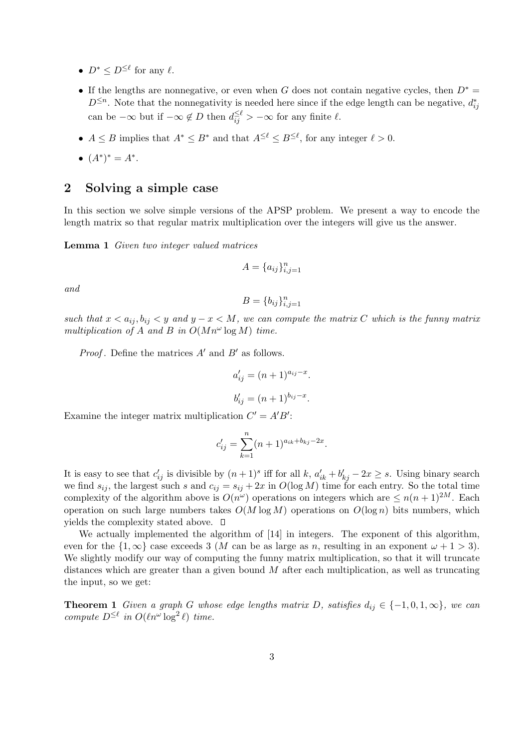- $D^* \leq D^{\leq \ell}$ for any $\ell$.
- If the lengths are nonnegative, or even when $G$ does not contain negative cycles, then $D^* = D^{\leq n}$. Note that the nonnegativity is needed here since if the edge length can be negative, $d^*_{ij}$ can be $-\infty$ but if $-\infty \notin D$ then $d^{\leq \ell}_{ij} > -\infty$ for any finite $\ell$.
- $A \leq B$ implies that $A^* \leq B^*$ and that $A^{\leq \ell} \leq B^{\leq \ell}$, for any integer $\ell > 0$.
- $(A^*)^* = A^*$.

## 2 Solving a simple case

In this section we solve simple versions of the APSP problem. We present a way to encode the length matrix so that regular matrix multiplication over the integers will give us the answer.

**Lemma 1** *Given two integer valued matrices*

$$A = \{a_{ij}\}_{i,j=1}^{n}$$

*and*

$$B = \{b_{ij}\}_{i,j=1}^{n}$$

*such that $x < a_{ij}, b_{ij} < y$ and $y - x < M$, we can compute the matrix $C$ which is the funny matrix multiplication of $A$ and $B$ in $O(Mn^\omega \log M)$ time.*

*Proof*. Define the matrices $A'$ and $B'$ as follows.

$$a'_{ij} = (n+1)^{a_{ij}-x}.$$

$$b'_{ij} = (n+1)^{b_{ij}-x}.$$

Examine the integer matrix multiplication $C' = A'B'$:

$$c'_{ij} = \sum_{k=1}^{n} (n+1)^{a_{ik}+b_{kj}-2x}.$$

It is easy to see that $c'_{ij}$ is divisible by $(n+1)^s$ iff for all $k$, $a'_{ik} + b'_{kj} - 2x \geq s$. Using binary search we find $s_{ij}$, the largest such $s$ and $c_{ij} = s_{ij} + 2x$ in $O(\log M)$ time for each entry. So the total time complexity of the algorithm above is $O(n^\omega)$ operations on integers which are $\leq n(n+1)^{2M}$. Each operation on such large numbers takes $O(M \log M)$ operations on $O(\log n)$ bits numbers, which yields the complexity stated above. □

We actually implemented the algorithm of [14] in integers. The exponent of this algorithm, even for the $\{1, \infty\}$ case exceeds 3 ($M$ can be as large as $n$, resulting in an exponent $\omega + 1 > 3$). We slightly modify our way of computing the funny matrix multiplication, so that it will truncate distances which are greater than a given bound $M$ after each multiplication, as well as truncating the input, so we get:

**Theorem 1** *Given a graph $G$ whose edge lengths matrix $D$, satisfies $d_{ij} \in \{-1, 0, 1, \infty\}$, we can compute $D^{\leq \ell}$ in $O(\ell n^\omega \log^2 \ell)$ time.*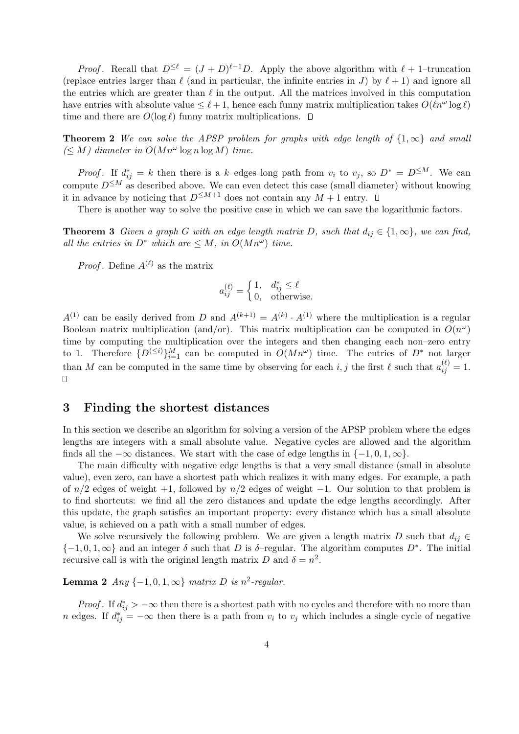*Proof*. Recall that $D^{\leq \ell} = (J + D)^{\ell-1}D$. Apply the above algorithm with $\ell + 1$–truncation (replace entries larger than $\ell$ (and in particular, the infinite entries in $J$) by $\ell + 1$) and ignore all the entries which are greater than $\ell$ in the output. All the matrices involved in this computation have entries with absolute value $\leq \ell + 1$, hence each funny matrix multiplication takes $O(\ell n^{\omega} \log \ell)$ time and there are $O(\log \ell)$ funny matrix multiplications. □

**Theorem 2** *We can solve the APSP problem for graphs with edge length of $\{1, \infty\}$ and small ($\leq M$) diameter in $O(Mn^{\omega} \log n \log M)$ time.*

*Proof*. If $d^*_{ij} = k$ then there is a $k$–edges long path from $v_i$ to $v_j$, so $D^* = D^{\leq M}$. We can compute $D^{\leq M}$ as described above. We can even detect this case (small diameter) without knowing it in advance by noticing that $D^{\leq M+1}$ does not contain any $M + 1$ entry. □

There is another way to solve the positive case in which we can save the logarithmic factors.

**Theorem 3** *Given a graph $G$ with an edge length matrix $D$, such that $d_{ij} \in \{1, \infty\}$, we can find, all the entries in $D^*$ which are $\leq M$, in $O(Mn^{\omega})$ time.*

*Proof*. Define $A^{(\ell)}$ as the matrix

$$a^{(\ell)}_{ij} = \begin{cases} 1, & d^*_{ij} \leq \ell \\ 0, & \text{otherwise.} \end{cases}$$

$A^{(1)}$ can be easily derived from $D$ and $A^{(k+1)} = A^{(k)} \cdot A^{(1)}$ where the multiplication is a regular Boolean matrix multiplication (and/or). This matrix multiplication can be computed in $O(n^{\omega})$ time by computing the multiplication over the integers and then changing each non–zero entry to 1. Therefore $\{D^{(\leq i)}\}_{i=1}^{M}$ can be computed in $O(Mn^{\omega})$ time. The entries of $D^*$ not larger than $M$ can be computed in the same time by observing for each $i, j$ the first $\ell$ such that $a^{(\ell)}_{ij} = 1$. □

## 3 Finding the shortest distances

In this section we describe an algorithm for solving a version of the APSP problem where the edges lengths are integers with a small absolute value. Negative cycles are allowed and the algorithm finds all the $-\infty$ distances. We start with the case of edge lengths in $\{-1, 0, 1, \infty\}$.

The main difficulty with negative edge lengths is that a very small distance (small in absolute value), even zero, can have a shortest path which realizes it with many edges. For example, a path of $n/2$ edges of weight $+1$, followed by $n/2$ edges of weight $-1$. Our solution to that problem is to find shortcuts: we find all the zero distances and update the edge lengths accordingly. After this update, the graph satisfies an important property: every distance which has a small absolute value, is achieved on a path with a small number of edges.

We solve recursively the following problem. We are given a length matrix $D$ such that $d_{ij} \in \{-1, 0, 1, \infty\}$ and an integer $\delta$ such that $D$ is $\delta$–regular. The algorithm computes $D^*$. The initial recursive call is with the original length matrix $D$ and $\delta = n^2$.

**Lemma 2** *Any $\{-1, 0, 1, \infty\}$ matrix $D$ is $n^2$-regular.*

*Proof*. If $d^*_{ij} > -\infty$ then there is a shortest path with no cycles and therefore with no more than $n$ edges. If $d^*_{ij} = -\infty$ then there is a path from $v_i$ to $v_j$ which includes a single cycle of negative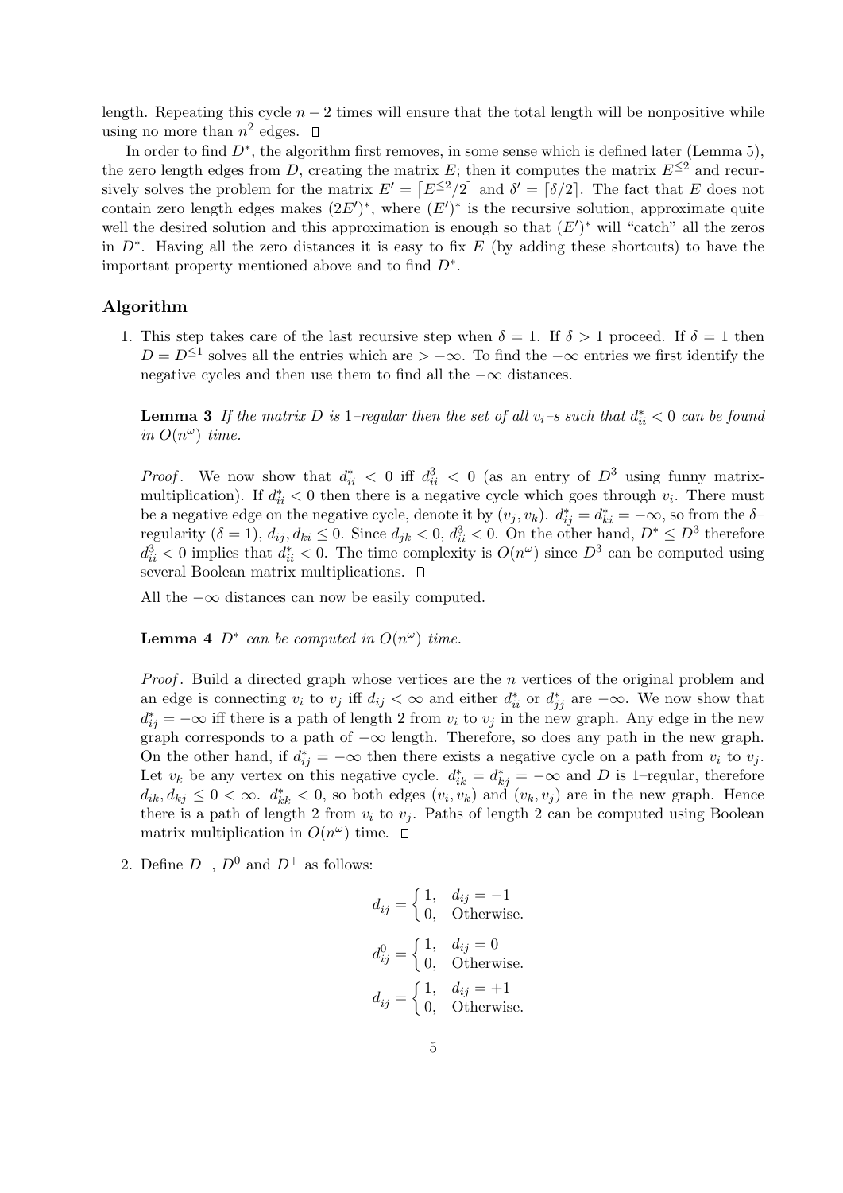length. Repeating this cycle $n-2$ times will ensure that the total length will be nonpositive while using no more than $n^2$ edges. $\square$

In order to find $D^*$, the algorithm first removes, in some sense which is defined later (Lemma 5), the zero length edges from $D$, creating the matrix $E$; then it computes the matrix $E^{\leq 2}$ and recursively solves the problem for the matrix $E' = \lceil E^{\leq 2}/2 \rceil$ and $\delta' = \lceil \delta/2 \rceil$. The fact that $E$ does not contain zero length edges makes $(2E')^*$, where $(E')^*$ is the recursive solution, approximate quite well the desired solution and this approximation is enough so that $(E')^*$ will "catch" all the zeros in $D^*$. Having all the zero distances it is easy to fix $E$ (by adding these shortcuts) to have the important property mentioned above and to find $D^*$.

## Algorithm

1. This step takes care of the last recursive step when $\delta = 1$. If $\delta > 1$ proceed. If $\delta = 1$ then $D = D^{\leq 1}$ solves all the entries which are $> -\infty$. To find the $-\infty$ entries we first identify the negative cycles and then use them to find all the $-\infty$ distances.

   **Lemma 3** *If the matrix $D$ is 1–regular then the set of all $v_i$–s such that $d^*_{ii} < 0$ can be found in $O(n^\omega)$ time.*

   *Proof*. We now show that $d^*_{ii} < 0$ iff $d^3_{ii} < 0$ (as an entry of $D^3$ using funny matrix-multiplication). If $d^*_{ii} < 0$ then there is a negative cycle which goes through $v_i$. There must be a negative edge on the negative cycle, denote it by $(v_j, v_k)$. $d^*_{ij} = d^*_{ki} = -\infty$, so from the $\delta$–regularity ($\delta = 1$), $d_{ij}, d_{ki} \leq 0$. Since $d_{jk} < 0$, $d^3_{ii} < 0$. On the other hand, $D^* \leq D^3$ therefore $d^3_{ii} < 0$ implies that $d^*_{ii} < 0$. The time complexity is $O(n^\omega)$ since $D^3$ can be computed using several Boolean matrix multiplications. $\square$

   All the $-\infty$ distances can now be easily computed.

   **Lemma 4** *$D^*$ can be computed in $O(n^\omega)$ time.*

   *Proof*. Build a directed graph whose vertices are the $n$ vertices of the original problem and an edge is connecting $v_i$ to $v_j$ iff $d_{ij} < \infty$ and either $d^*_{ii}$ or $d^*_{jj}$ are $-\infty$. We now show that $d^*_{ij} = -\infty$ iff there is a path of length 2 from $v_i$ to $v_j$ in the new graph. Any edge in the new graph corresponds to a path of $-\infty$ length. Therefore, so does any path in the new graph. On the other hand, if $d^*_{ij} = -\infty$ then there exists a negative cycle on a path from $v_i$ to $v_j$. Let $v_k$ be any vertex on this negative cycle. $d^*_{ik} = d^*_{kj} = -\infty$ and $D$ is 1–regular, therefore $d_{ik}, d_{kj} \leq 0 < \infty$. $d^*_{kk} < 0$, so both edges $(v_i, v_k)$ and $(v_k, v_j)$ are in the new graph. Hence there is a path of length 2 from $v_i$ to $v_j$. Paths of length 2 can be computed using Boolean matrix multiplication in $O(n^\omega)$ time. $\square$

2. Define $D^-$, $D^0$ and $D^+$ as follows:

$$d^-_{ij} = \begin{cases} 1, & d_{ij} = -1 \\ 0, & \text{Otherwise.} \end{cases}$$

$$d^0_{ij} = \begin{cases} 1, & d_{ij} = 0 \\ 0, & \text{Otherwise.} \end{cases}$$

$$d^+_{ij} = \begin{cases} 1, & d_{ij} = +1 \\ 0, & \text{Otherwise.} \end{cases}$$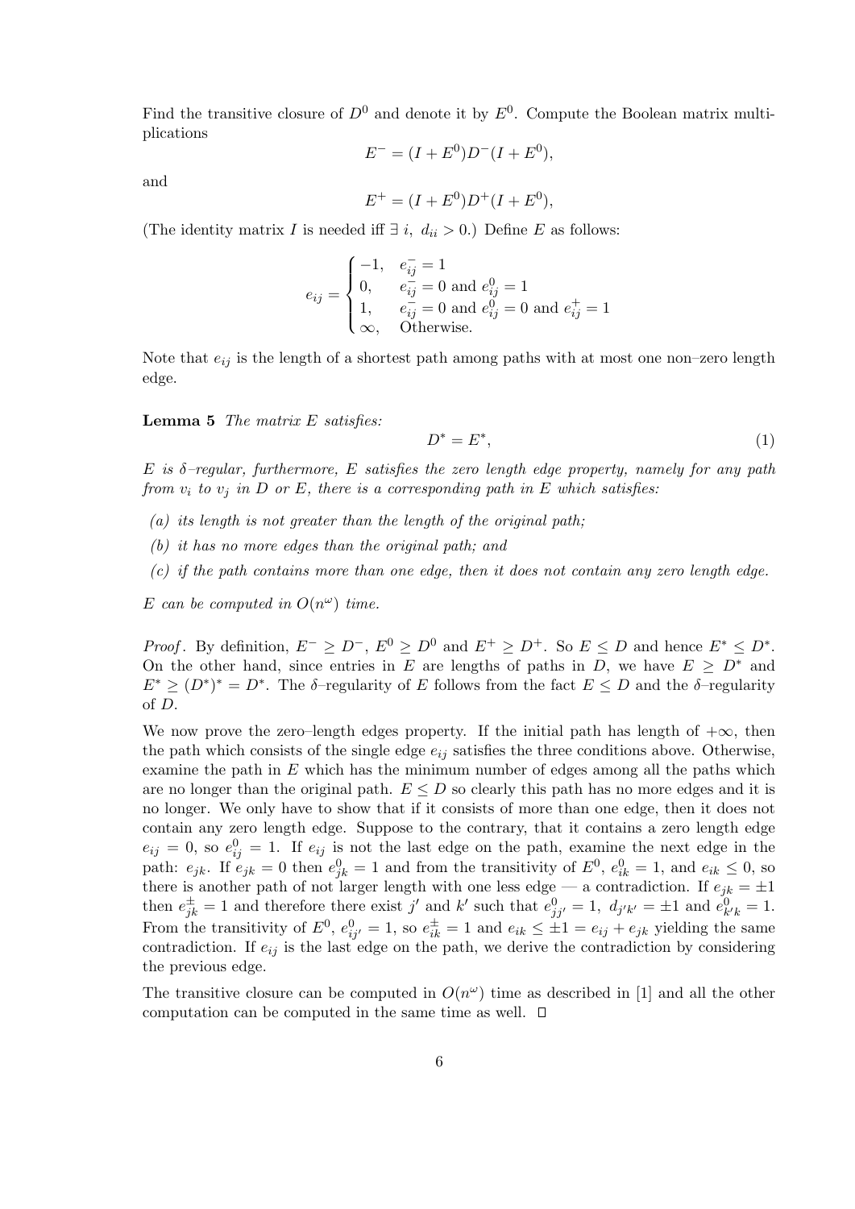Find the transitive closure of $D^0$ and denote it by $E^0$. Compute the Boolean matrix multiplications

$$E^- = (I + E^0)D^-(I + E^0),$$

and

$$E^+ = (I + E^0)D^+(I + E^0),$$

(The identity matrix $I$ is needed iff $\exists\ i,\ d_{ii} > 0$.) Define $E$ as follows:

$$e_{ij} = \begin{cases} -1, & e^-_{ij} = 1 \\ 0, & e^-_{ij} = 0 \text{ and } e^0_{ij} = 1 \\ 1, & e^-_{ij} = 0 \text{ and } e^0_{ij} = 0 \text{ and } e^+_{ij} = 1 \\ \infty, & \text{Otherwise.} \end{cases}$$

Note that $e_{ij}$ is the length of a shortest path among paths with at most one non–zero length edge.

**Lemma 5** *The matrix $E$ satisfies:*

$$D^* = E^*, \tag{1}$$

*$E$ is $\delta$–regular, furthermore, $E$ satisfies the zero length edge property, namely for any path from $v_i$ to $v_j$ in $D$ or $E$, there is a corresponding path in $E$ which satisfies:*

- *(a) its length is not greater than the length of the original path;*
- *(b) it has no more edges than the original path; and*
- *(c) if the path contains more than one edge, then it does not contain any zero length edge.*

*$E$ can be computed in $O(n^\omega)$ time.*

*Proof*. By definition, $E^- \geq D^-$, $E^0 \geq D^0$ and $E^+ \geq D^+$. So $E \leq D$ and hence $E^* \leq D^*$. On the other hand, since entries in $E$ are lengths of paths in $D$, we have $E \geq D^*$ and $E^* \geq (D^*)^* = D^*$. The $\delta$–regularity of $E$ follows from the fact $E \leq D$ and the $\delta$–regularity of $D$.

We now prove the zero–length edges property. If the initial path has length of $+\infty$, then the path which consists of the single edge $e_{ij}$ satisfies the three conditions above. Otherwise, examine the path in $E$ which has the minimum number of edges among all the paths which are no longer than the original path. $E \leq D$ so clearly this path has no more edges and it is no longer. We only have to show that if it consists of more than one edge, then it does not contain any zero length edge. Suppose to the contrary, that it contains a zero length edge $e_{ij} = 0$, so $e^0_{ij} = 1$. If $e_{ij}$ is not the last edge on the path, examine the next edge in the path: $e_{jk}$. If $e_{jk} = 0$ then $e^0_{jk} = 1$ and from the transitivity of $E^0$, $e^0_{ik} = 1$, and $e_{ik} \leq 0$, so there is another path of not larger length with one less edge — a contradiction. If $e_{jk} = \pm 1$ then $e^{\pm}_{jk} = 1$ and therefore there exist $j'$ and $k'$ such that $e^0_{jj'} = 1$, $d_{j'k'} = \pm 1$ and $e^0_{k'k} = 1$. From the transitivity of $E^0$, $e^0_{ij'} = 1$, so $e^{\pm}_{ik} = 1$ and $e_{ik} \leq \pm 1 = e_{ij} + e_{jk}$ yielding the same contradiction. If $e_{ij}$ is the last edge on the path, we derive the contradiction by considering the previous edge.

The transitive closure can be computed in $O(n^\omega)$ time as described in [1] and all the other computation can be computed in the same time as well. $\square$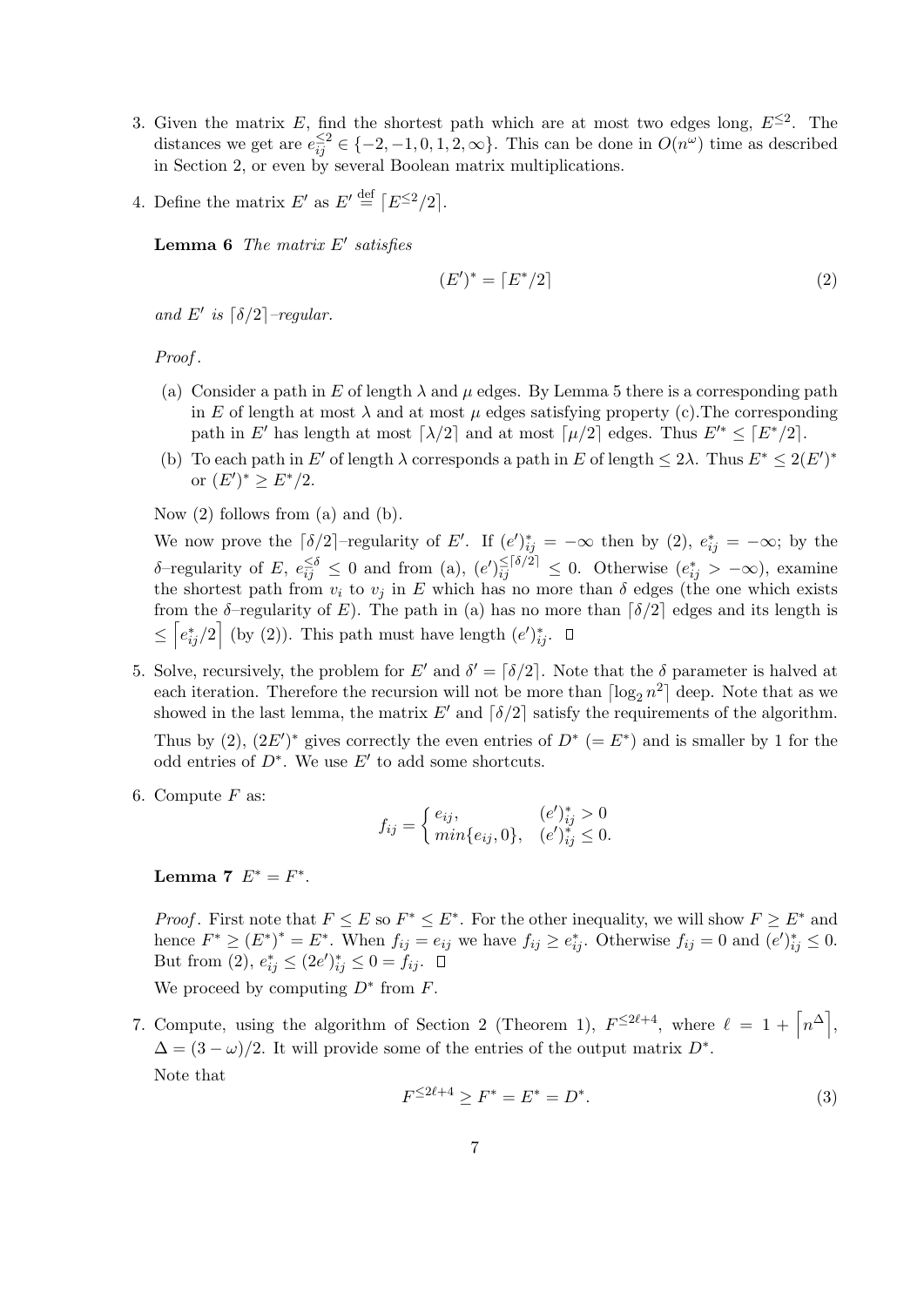3. Given the matrix $E$, find the shortest path which are at most two edges long, $E^{\leq 2}$. The distances we get are $e_{ij}^{\leq 2} \in \{-2, -1, 0, 1, 2, \infty\}$. This can be done in $O(n^{\omega})$ time as described in Section 2, or even by several Boolean matrix multiplications.

4. Define the matrix $E'$ as $E' \stackrel{\text{def}}{=} \lceil E^{\leq 2}/2 \rceil$.

   **Lemma 6** *The matrix $E'$ satisfies*

   $$(E')^* = \lceil E^*/2 \rceil \tag{2}$$

   *and $E'$ is $\lceil \delta/2 \rceil$–regular.*

   *Proof*.

   (a) Consider a path in $E$ of length $\lambda$ and $\mu$ edges. By Lemma 5 there is a corresponding path in $E$ of length at most $\lambda$ and at most $\mu$ edges satisfying property (c).The corresponding path in $E'$ has length at most $\lceil \lambda/2 \rceil$ and at most $\lceil \mu/2 \rceil$ edges. Thus $E'^* \leq \lceil E^*/2 \rceil$.

   (b) To each path in $E'$ of length $\lambda$ corresponds a path in $E$ of length $\leq 2\lambda$. Thus $E^* \leq 2(E')^*$ or $(E')^* \geq E^*/2$.

   Now (2) follows from (a) and (b).

   We now prove the $\lceil \delta/2 \rceil$–regularity of $E'$. If $(e')^*_{ij} = -\infty$ then by (2), $e^*_{ij} = -\infty$; by the $\delta$–regularity of $E$, $e_{ij}^{\leq \delta} \leq 0$ and from (a), $(e')_{ij}^{\leq \lceil \delta/2 \rceil} \leq 0$. Otherwise ($e^*_{ij} > -\infty$), examine the shortest path from $v_i$ to $v_j$ in $E$ which has no more than $\delta$ edges (the one which exists from the $\delta$–regularity of $E$). The path in (a) has no more than $\lceil \delta/2 \rceil$ edges and its length is $\leq \left\lceil e^*_{ij}/2 \right\rceil$ (by (2)). This path must have length $(e')^*_{ij}$. $\square$

5. Solve, recursively, the problem for $E'$ and $\delta' = \lceil \delta/2 \rceil$. Note that the $\delta$ parameter is halved at each iteration. Therefore the recursion will not be more than $\lceil \log_2 n^2 \rceil$ deep. Note that as we showed in the last lemma, the matrix $E'$ and $\lceil \delta/2 \rceil$ satisfy the requirements of the algorithm.

   Thus by (2), $(2E')^*$ gives correctly the even entries of $D^*$ ($= E^*$) and is smaller by 1 for the odd entries of $D^*$. We use $E'$ to add some shortcuts.

6. Compute $F$ as:

   $$f_{ij} = \begin{cases} e_{ij}, & (e')^*_{ij} > 0 \\ min\{e_{ij}, 0\}, & (e')^*_{ij} \leq 0. \end{cases}$$

   **Lemma 7** $E^* = F^*$.

   *Proof*. First note that $F \leq E$ so $F^* \leq E^*$. For the other inequality, we will show $F \geq E^*$ and hence $F^* \geq (E^*)^* = E^*$. When $f_{ij} = e_{ij}$ we have $f_{ij} \geq e^*_{ij}$. Otherwise $f_{ij} = 0$ and $(e')^*_{ij} \leq 0$. But from (2), $e^*_{ij} \leq (2e')^*_{ij} \leq 0 = f_{ij}$. $\square$

   We proceed by computing $D^*$ from $F$.

7. Compute, using the algorithm of Section 2 (Theorem 1), $F^{\leq 2\ell+4}$, where $\ell = 1 + \left\lceil n^{\Delta} \right\rceil$, $\Delta = (3 - \omega)/2$. It will provide some of the entries of the output matrix $D^*$.

   Note that

   $$F^{\leq 2\ell+4} \geq F^* = E^* = D^*. \tag{3}$$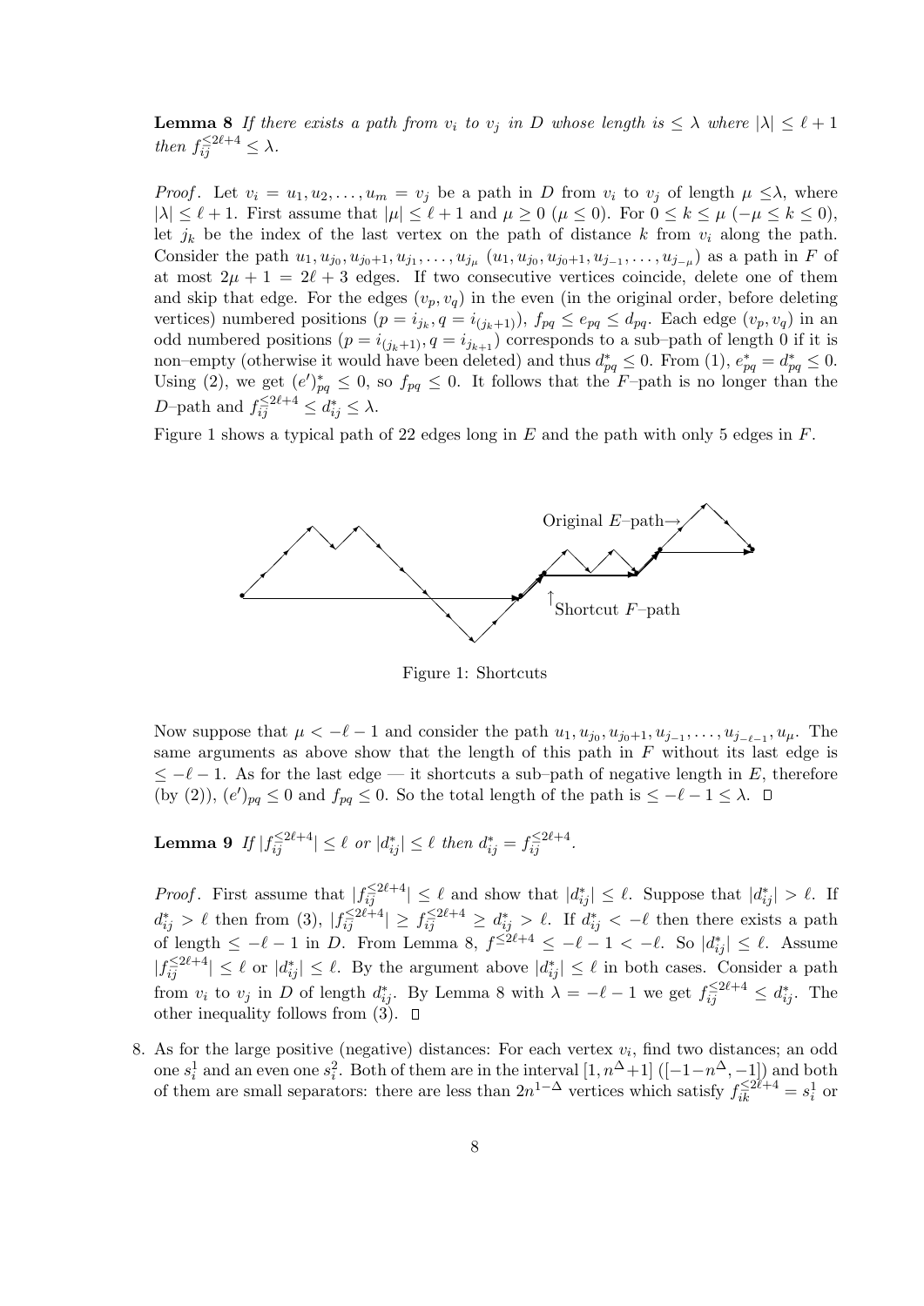**Lemma 8** *If there exists a path from $v_i$ to $v_j$ in $D$ whose length is $\leq \lambda$ where $|\lambda| \leq \ell + 1$ then $f_{\bar{i}\bar{j}}^{\leq 2\ell+4} \leq \lambda$.*

*Proof*. Let $v_i = u_1, u_2, \ldots, u_m = v_j$ be a path in $D$ from $v_i$ to $v_j$ of length $\mu \leq \lambda$, where $|\lambda| \leq \ell + 1$. First assume that $|\mu| \leq \ell + 1$ and $\mu \geq 0$ ($\mu \leq 0$). For $0 \leq k \leq \mu$ ($-\mu \leq k \leq 0$), let $j_k$ be the index of the last vertex on the path of distance $k$ from $v_i$ along the path. Consider the path $u_1, u_{j_0}, u_{j_0+1}, u_{j_1}, \ldots, u_{j_\mu}$ ($u_1, u_{j_0}, u_{j_0+1}, u_{j_{-1}}, \ldots, u_{j_{-\mu}}$) as a path in $F$ of at most $2\mu + 1 = 2\ell + 3$ edges. If two consecutive vertices coincide, delete one of them and skip that edge. For the edges $(v_p, v_q)$ in the even (in the original order, before deleting vertices) numbered positions ($p = i_{j_k}, q = i_{(j_k+1)}$), $f_{pq} \leq e_{pq} \leq d_{pq}$. Each edge $(v_p, v_q)$ in an odd numbered positions ($p = i_{(j_k+1)}, q = i_{j_{k+1}}$) corresponds to a sub–path of length 0 if it is non–empty (otherwise it would have been deleted) and thus $d^*_{pq} \leq 0$. From (1), $e^*_{pq} = d^*_{pq} \leq 0$. Using (2), we get $(e')^*_{pq} \leq 0$, so $f_{pq} \leq 0$. It follows that the $F$–path is no longer than the $D$–path and $f_{\bar{i}\bar{j}}^{\leq 2\ell+4} \leq d^*_{ij} \leq \lambda$.

Figure 1 shows a typical path of 22 edges long in $E$ and the path with only 5 edges in $F$.

Original $E$–path→

↑Shortcut $F$–path

Figure 1: Shortcuts

Now suppose that $\mu < -\ell - 1$ and consider the path $u_1, u_{j_0}, u_{j_0+1}, u_{j_{-1}}, \ldots, u_{j_{-\ell-1}}, u_\mu$. The same arguments as above show that the length of this path in $F$ without its last edge is $\leq -\ell - 1$. As for the last edge — it shortcuts a sub–path of negative length in $E$, therefore (by (2)), $(e')_{pq} \leq 0$ and $f_{pq} \leq 0$. So the total length of the path is $\leq -\ell - 1 \leq \lambda$. $\square$

**Lemma 9** *If $|f_{\bar{i}\bar{j}}^{\leq 2\ell+4}| \leq \ell$ or $|d^*_{ij}| \leq \ell$ then $d^*_{ij} = f_{\bar{i}\bar{j}}^{\leq 2\ell+4}$.*

*Proof*. First assume that $|f_{\bar{i}\bar{j}}^{\leq 2\ell+4}| \leq \ell$ and show that $|d^*_{ij}| \leq \ell$. Suppose that $|d^*_{ij}| > \ell$. If $d^*_{ij} > \ell$ then from (3), $|f_{\bar{i}\bar{j}}^{\leq 2\ell+4}| \geq f_{\bar{i}\bar{j}}^{\leq 2\ell+4} \geq d^*_{ij} > \ell$. If $d^*_{ij} < -\ell$ then there exists a path of length $\leq -\ell - 1$ in $D$. From Lemma 8, $f^{\leq 2\ell+4} \leq -\ell - 1 < -\ell$. So $|d^*_{ij}| \leq \ell$. Assume $|f_{\bar{i}\bar{j}}^{\leq 2\ell+4}| \leq \ell$ or $|d^*_{ij}| \leq \ell$. By the argument above $|d^*_{ij}| \leq \ell$ in both cases. Consider a path from $v_i$ to $v_j$ in $D$ of length $d^*_{ij}$. By Lemma 8 with $\lambda = -\ell - 1$ we get $f_{\bar{i}\bar{j}}^{\leq 2\ell+4} \leq d^*_{ij}$. The other inequality follows from (3). $\square$

8. As for the large positive (negative) distances: For each vertex $v_i$, find two distances; an odd one $s_i^1$ and an even one $s_i^2$. Both of them are in the interval $[1, n^\Delta + 1]$ ($[-1-n^\Delta, -1]$) and both of them are small separators: there are less than $2n^{1-\Delta}$ vertices which satisfy $f_{\bar{i}k}^{\leq 2\ell+4} = s_i^1$ or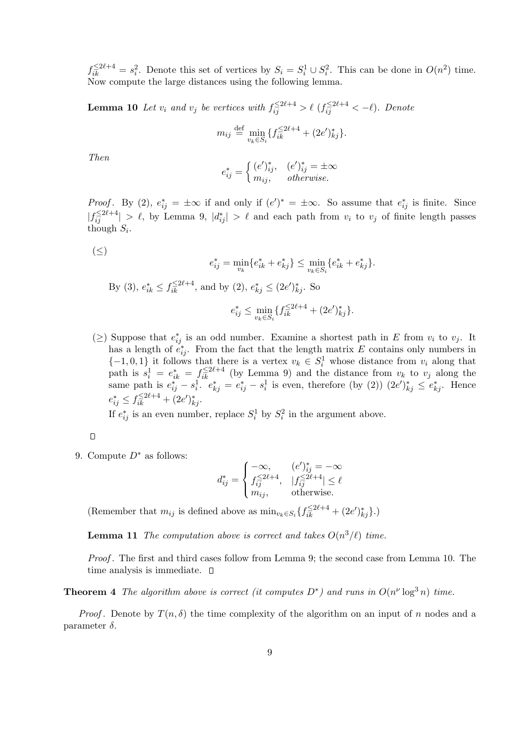$f_{\bar{i}\bar{k}}^{\leq 2\ell+4} = s_i^2$. Denote this set of vertices by $S_i = S_i^1 \cup S_i^2$. This can be done in $O(n^2)$ time. Now compute the large distances using the following lemma.

**Lemma 10** *Let $v_i$ and $v_j$ be vertices with $f_{\bar{i}\bar{j}}^{\leq 2\ell+4} > \ell$ ($f_{\bar{i}\bar{j}}^{\leq 2\ell+4} < -\ell$). Denote*

$$m_{ij} \stackrel{\text{def}}{=} \min_{v_k \in S_i} \{f_{\bar{i}\bar{k}}^{\leq 2\ell+4} + (2e')_{kj}^*\}.$$

*Then*

$$e_{ij}^* = \begin{cases} (e')_{ij}^*, & (e')_{ij}^* = \pm\infty \\ m_{ij}, & \text{otherwise.} \end{cases}$$

*Proof*. By (2), $e_{ij}^* = \pm\infty$ if and only if $(e')^* = \pm\infty$. So assume that $e_{ij}^*$ is finite. Since $|f_{\bar{i}\bar{j}}^{\leq 2\ell+4}| > \ell$, by Lemma 9, $|d_{ij}^*| > \ell$ and each path from $v_i$ to $v_j$ of finite length passes though $S_i$.

($\leq$)

$$e_{ij}^* = \min_{v_k}\{e_{ik}^* + e_{kj}^*\} \leq \min_{v_k \in S_i}\{e_{ik}^* + e_{kj}^*\}.$$

By (3), $e_{ik}^* \leq f_{\bar{i}\bar{k}}^{\leq 2\ell+4}$, and by (2), $e_{kj}^* \leq (2e')_{kj}^*$. So

$$e_{ij}^* \leq \min_{v_k \in S_i}\{f_{\bar{i}\bar{k}}^{\leq 2\ell+4} + (2e')_{kj}^*\}.$$

($\geq$) Suppose that $e_{ij}^*$ is an odd number. Examine a shortest path in $E$ from $v_i$ to $v_j$. It has a length of $e_{ij}^*$. From the fact that the length matrix $E$ contains only numbers in $\{-1, 0, 1\}$ it follows that there is a vertex $v_k \in S_i^1$ whose distance from $v_i$ along that path is $s_i^1 = e_{ik}^* = f_{\bar{i}\bar{k}}^{\leq 2\ell+4}$ (by Lemma 9) and the distance from $v_k$ to $v_j$ along the same path is $e_{ij}^* - s_i^1$. $e_{kj}^* = e_{ij}^* - s_i^1$ is even, therefore (by (2)) $(2e')_{kj}^* \leq e_{kj}^*$. Hence $e_{ij}^* \leq f_{\bar{i}\bar{k}}^{\leq 2\ell+4} + (2e')_{kj}^*$.

If $e_{ij}^*$ is an even number, replace $S_i^1$ by $S_i^2$ in the argument above.

□

9. Compute $D^*$ as follows:

$$d_{ij}^* = \begin{cases} -\infty, & (e')_{ij}^* = -\infty \\ f_{\bar{i}\bar{j}}^{\leq 2\ell+4}, & |f_{\bar{i}\bar{j}}^{\leq 2\ell+4}| \leq \ell \\ m_{ij}, & \text{otherwise.} \end{cases}$$

(Remember that $m_{ij}$ is defined above as $\min_{v_k \in S_i}\{f_{\bar{i}\bar{k}}^{\leq 2\ell+4} + (2e')_{kj}^*\}$.)

**Lemma 11** *The computation above is correct and takes $O(n^3/\ell)$ time.*

*Proof*. The first and third cases follow from Lemma 9; the second case from Lemma 10. The time analysis is immediate. □

**Theorem 4** *The algorithm above is correct (it computes $D^*$) and runs in $O(n^\nu \log^3 n)$ time.*

*Proof*. Denote by $T(n, \delta)$ the time complexity of the algorithm on an input of $n$ nodes and a parameter $\delta$.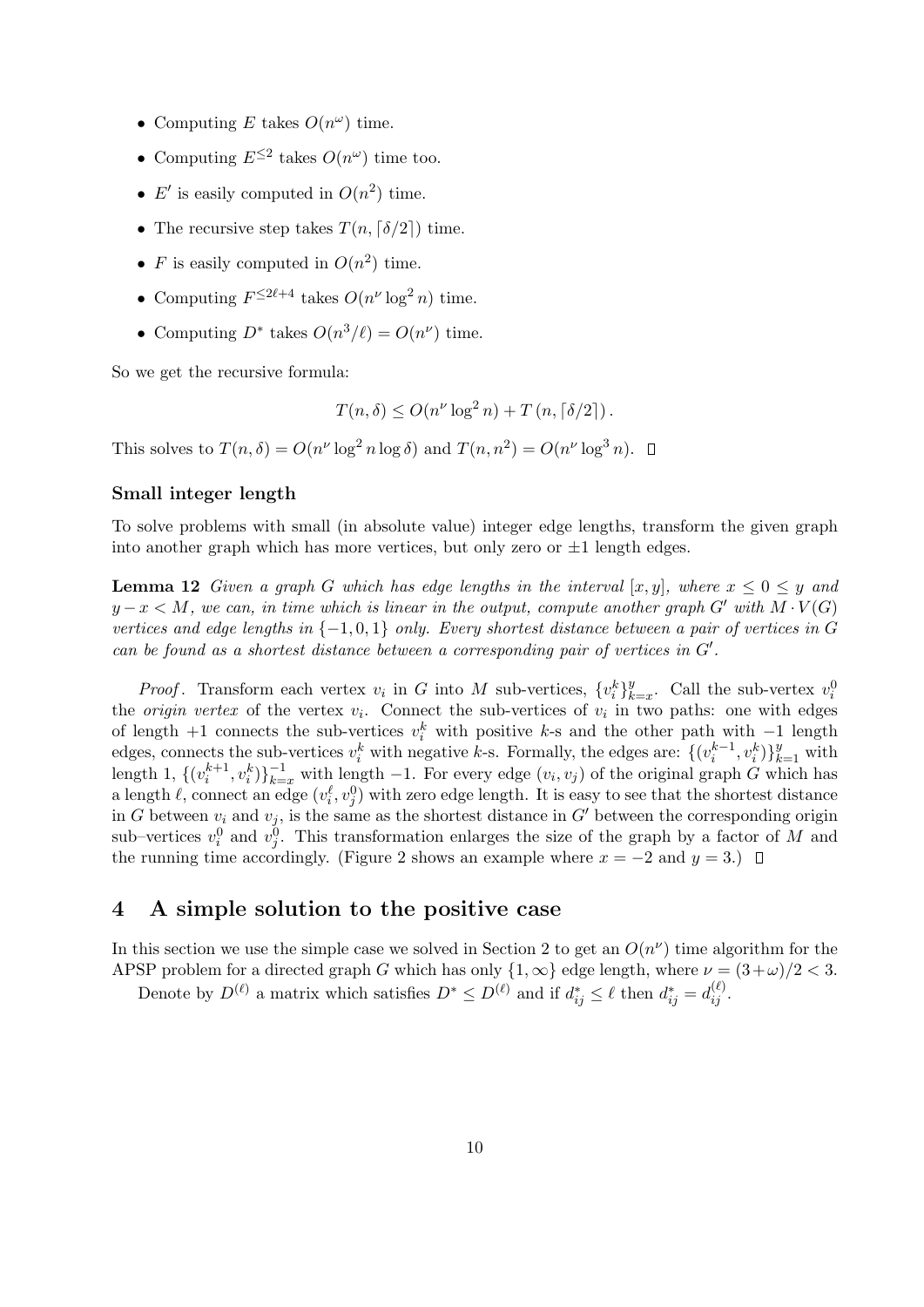- Computing $E$ takes $O(n^\omega)$ time.
- Computing $E^{\leq 2}$ takes $O(n^\omega)$ time too.
- $E'$ is easily computed in $O(n^2)$ time.
- The recursive step takes $T(n, \lceil \delta/2 \rceil)$ time.
- $F$ is easily computed in $O(n^2)$ time.
- Computing $F^{\leq 2\ell+4}$ takes $O(n^\nu \log^2 n)$ time.
- Computing $D^*$ takes $O(n^3/\ell) = O(n^\nu)$ time.

So we get the recursive formula:

$$T(n, \delta) \leq O(n^\nu \log^2 n) + T\left(n, \lceil \delta/2 \rceil\right).$$

This solves to $T(n, \delta) = O(n^\nu \log^2 n \log \delta)$ and $T(n, n^2) = O(n^\nu \log^3 n)$. □

### Small integer length

To solve problems with small (in absolute value) integer edge lengths, transform the given graph into another graph which has more vertices, but only zero or $\pm 1$ length edges.

**Lemma 12** *Given a graph $G$ which has edge lengths in the interval $[x, y]$, where $x \leq 0 \leq y$ and $y - x < M$, we can, in time which is linear in the output, compute another graph $G'$ with $M \cdot V(G)$ vertices and edge lengths in $\{-1, 0, 1\}$ only. Every shortest distance between a pair of vertices in $G$ can be found as a shortest distance between a corresponding pair of vertices in $G'$.*

*Proof*. Transform each vertex $v_i$ in $G$ into $M$ sub-vertices, $\{v_i^k\}_{k=x}^{y}$. Call the sub-vertex $v_i^0$ the *origin vertex* of the vertex $v_i$. Connect the sub-vertices of $v_i$ in two paths: one with edges of length $+1$ connects the sub-vertices $v_i^k$ with positive $k$-s and the other path with $-1$ length edges, connects the sub-vertices $v_i^k$ with negative $k$-s. Formally, the edges are: $\{(v_i^{k-1}, v_i^k)\}_{k=1}^{y}$ with length 1, $\{(v_i^{k+1}, v_i^k)\}_{k=x}^{-1}$ with length $-1$. For every edge $(v_i, v_j)$ of the original graph $G$ which has a length $\ell$, connect an edge $(v_i^\ell, v_j^0)$ with zero edge length. It is easy to see that the shortest distance in $G$ between $v_i$ and $v_j$, is the same as the shortest distance in $G'$ between the corresponding origin sub–vertices $v_i^0$ and $v_j^0$. This transformation enlarges the size of the graph by a factor of $M$ and the running time accordingly. (Figure 2 shows an example where $x = -2$ and $y = 3$.) □

## 4 A simple solution to the positive case

In this section we use the simple case we solved in Section 2 to get an $O(n^\nu)$ time algorithm for the APSP problem for a directed graph $G$ which has only $\{1, \infty\}$ edge length, where $\nu = (3+\omega)/2 < 3$.

Denote by $D^{(\ell)}$ a matrix which satisfies $D^* \leq D^{(\ell)}$ and if $d_{ij}^* \leq \ell$ then $d_{ij}^* = d_{ij}^{(\ell)}$.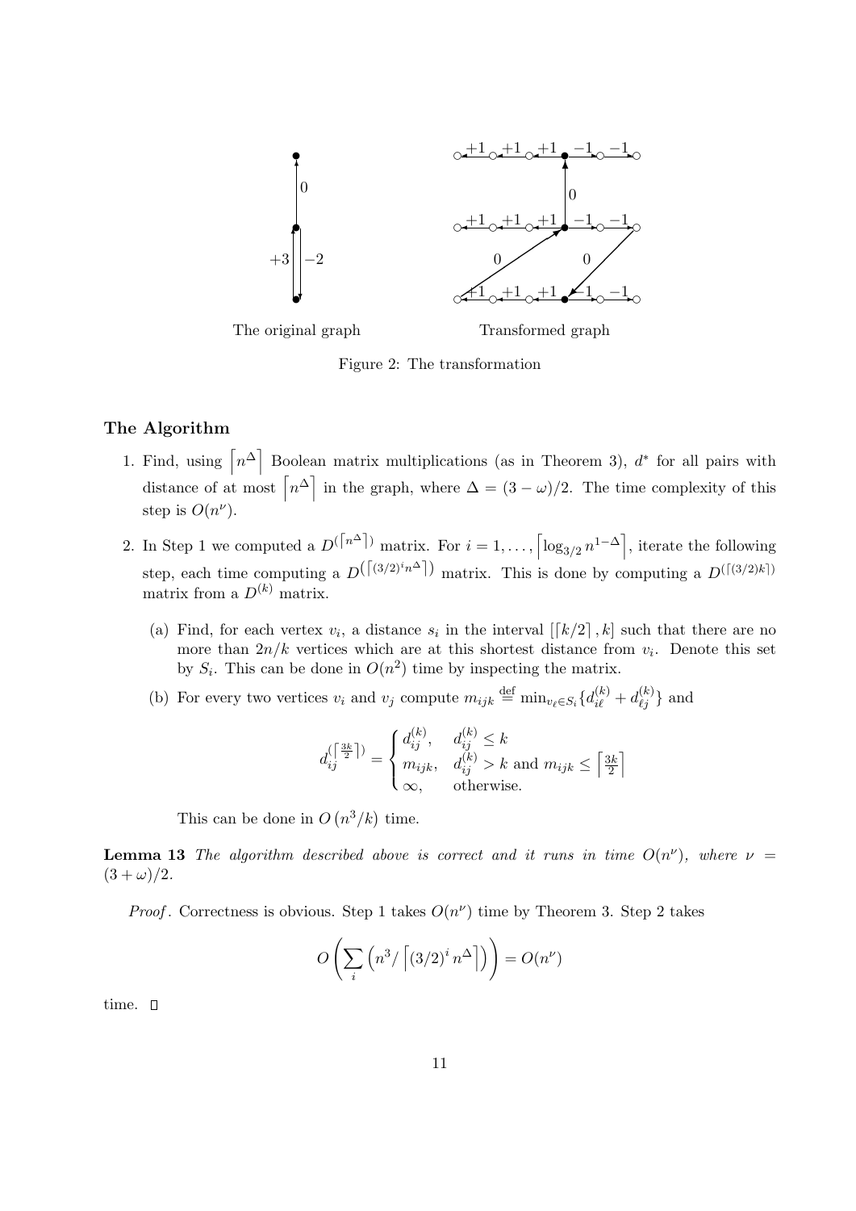The original graph

+3

−2

0

Transformed graph

+1 +1 +1 −1 −1

0

0

0

Figure 2: The transformation

### The Algorithm

1. Find, using $\lceil n^{\Delta} \rceil$ Boolean matrix multiplications (as in Theorem 3), $d^*$ for all pairs with distance of at most $\lceil n^{\Delta} \rceil$ in the graph, where $\Delta = (3-\omega)/2$. The time complexity of this step is $O(n^{\nu})$.

2. In Step 1 we computed a $D^{(\lceil n^{\Delta} \rceil)}$ matrix. For $i = 1, \ldots, \lceil \log_{3/2} n^{1-\Delta} \rceil$, iterate the following step, each time computing a $D^{(\lceil (3/2)^i n^{\Delta} \rceil)}$ matrix. This is done by computing a $D^{(\lceil (3/2)k \rceil)}$ matrix from a $D^{(k)}$ matrix.

   (a) Find, for each vertex $v_i$, a distance $s_i$ in the interval $[\lceil k/2 \rceil, k]$ such that there are no more than $2n/k$ vertices which are at this shortest distance from $v_i$. Denote this set by $S_i$. This can be done in $O(n^2)$ time by inspecting the matrix.

   (b) For every two vertices $v_i$ and $v_j$ compute $m_{ijk} \stackrel{\text{def}}{=} \min_{v_\ell \in S_i}\{d_{i\ell}^{(k)} + d_{\ell j}^{(k)}\}$ and

$$d_{ij}^{(\lceil \frac{3k}{2} \rceil)} = \begin{cases} d_{ij}^{(k)}, & d_{ij}^{(k)} \leq k \\ m_{ijk}, & d_{ij}^{(k)} > k \text{ and } m_{ijk} \leq \left\lceil \frac{3k}{2} \right\rceil \\ \infty, & \text{otherwise.} \end{cases}$$

   This can be done in $O(n^3/k)$ time.

**Lemma 13** *The algorithm described above is correct and it runs in time $O(n^{\nu})$, where $\nu = (3+\omega)/2$.*

*Proof*. Correctness is obvious. Step 1 takes $O(n^{\nu})$ time by Theorem 3. Step 2 takes

$$O\left(\sum_i \left(n^3 / \left\lceil (3/2)^i n^{\Delta} \right\rceil\right)\right) = O(n^{\nu})$$

time. □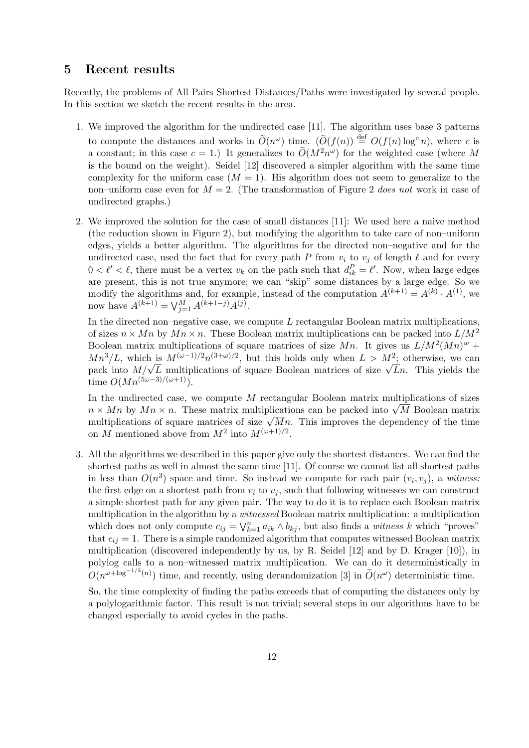## 5 Recent results

Recently, the problems of All Pairs Shortest Distances/Paths were investigated by several people. In this section we sketch the recent results in the area.

1. We improved the algorithm for the undirected case [11]. The algorithm uses base 3 patterns to compute the distances and works in $\widetilde{O}(n^\omega)$ time. ($\widetilde{O}(f(n)) \stackrel{\text{def}}{=} O(f(n) \log^c n)$, where $c$ is a constant; in this case $c = 1$.) It generalizes to $\widetilde{O}(M^2 n^\omega)$ for the weighted case (where $M$ is the bound on the weight). Seidel [12] discovered a simpler algorithm with the same time complexity for the uniform case ($M = 1$). His algorithm does not seem to generalize to the non–uniform case even for $M = 2$. (The transformation of Figure 2 *does not* work in case of undirected graphs.)

2. We improved the solution for the case of small distances [11]: We used here a naive method (the reduction shown in Figure 2), but modifying the algorithm to take care of non–uniform edges, yields a better algorithm. The algorithms for the directed non–negative and for the undirected case, used the fact that for every path $P$ from $v_i$ to $v_j$ of length $\ell$ and for every $0 < \ell' < \ell$, there must be a vertex $v_k$ on the path such that $d_{ik}^P = \ell'$. Now, when large edges are present, this is not true anymore; we can "skip" some distances by a large edge. So we modify the algorithms and, for example, instead of the computation $A^{(k+1)} = A^{(k)} \cdot A^{(1)}$, we now have $A^{(k+1)} = \bigvee_{j=1}^{M} A^{(k+1-j)} A^{(j)}$.

   In the directed non–negative case, we compute $L$ rectangular Boolean matrix multiplications, of sizes $n \times Mn$ by $Mn \times n$. These Boolean matrix multiplications can be packed into $L/M^2$ Boolean matrix multiplications of square matrices of size $Mn$. It gives us $L/M^2(Mn)^w + Mn^3/L$, which is $M^{(\omega-1)/2} n^{(3+\omega)/2}$, but this holds only when $L > M^2$; otherwise, we can pack into $M/\sqrt{L}$ multiplications of square Boolean matrices of size $\sqrt{L}n$. This yields the time $O(Mn^{(5\omega-3)/(\omega+1)})$.

   In the undirected case, we compute $M$ rectangular Boolean matrix multiplications of sizes $n \times Mn$ by $Mn \times n$. These matrix multiplications can be packed into $\sqrt{M}$ Boolean matrix multiplications of square matrices of size $\sqrt{M}n$. This improves the dependency of the time on $M$ mentioned above from $M^2$ into $M^{(\omega+1)/2}$.

3. All the algorithms we described in this paper give only the shortest distances. We can find the shortest paths as well in almost the same time [11]. Of course we cannot list all shortest paths in less than $O(n^3)$ space and time. So instead we compute for each pair $(v_i, v_j)$, a *witness:* the first edge on a shortest path from $v_i$ to $v_j$, such that following witnesses we can construct a simple shortest path for any given pair. The way to do it is to replace each Boolean matrix multiplication in the algorithm by a *witnessed* Boolean matrix multiplication: a multiplication which does not only compute $c_{ij} = \bigvee_{k=1}^{n} a_{ik} \wedge b_{kj}$, but also finds a *witness* $k$ which "proves" that $c_{ij} = 1$. There is a simple randomized algorithm that computes witnessed Boolean matrix multiplication (discovered independently by us, by R. Seidel [12] and by D. Krager [10]), in polylog calls to a non–witnessed matrix multiplication. We can do it deterministically in $O(n^{\omega + \log^{-1/3}(n)})$ time, and recently, using derandomization [3] in $\widetilde{O}(n^\omega)$ deterministic time.

   So, the time complexity of finding the paths exceeds that of computing the distances only by a polylogarithmic factor. This result is not trivial; several steps in our algorithms have to be changed especially to avoid cycles in the paths.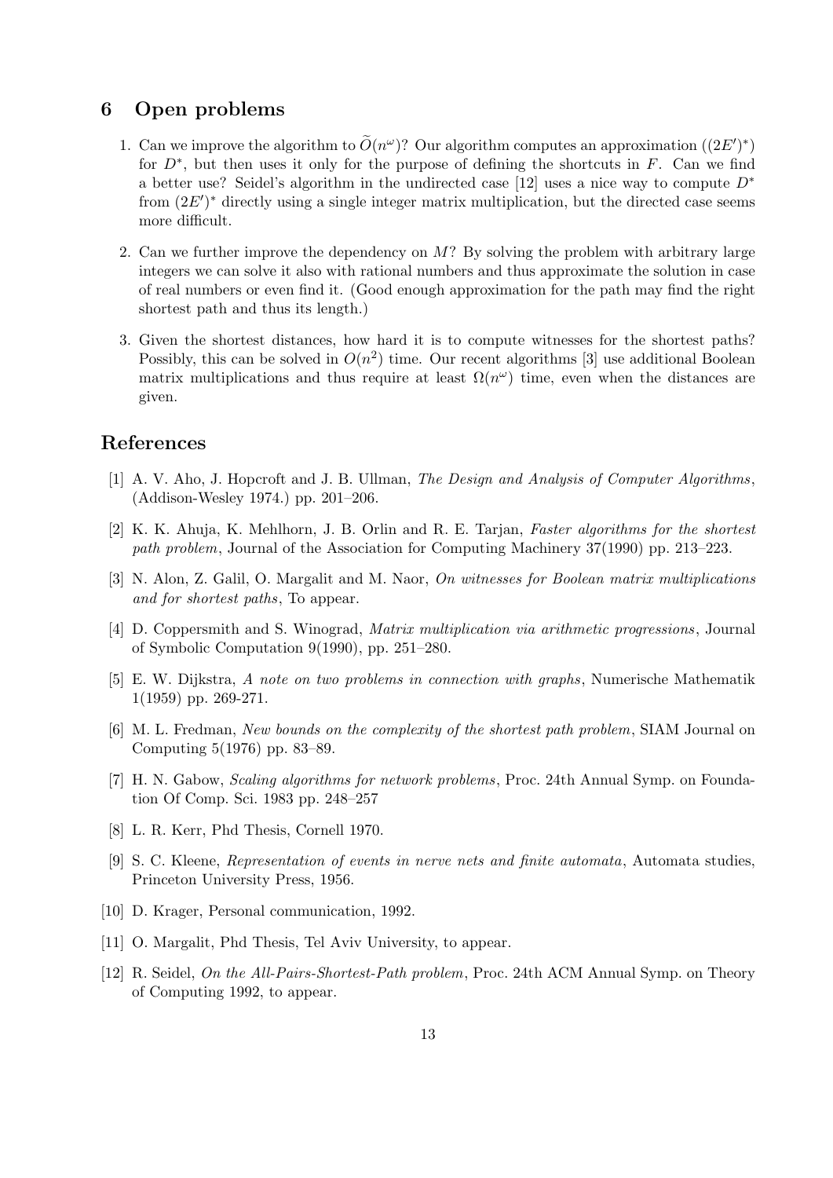## 6 Open problems

1. Can we improve the algorithm to $\widetilde{O}(n^\omega)$? Our algorithm computes an approximation $((2E')^*)$ for $D^*$, but then uses it only for the purpose of defining the shortcuts in $F$. Can we find a better use? Seidel's algorithm in the undirected case [12] uses a nice way to compute $D^*$ from $(2E')^*$ directly using a single integer matrix multiplication, but the directed case seems more difficult.

2. Can we further improve the dependency on $M$? By solving the problem with arbitrary large integers we can solve it also with rational numbers and thus approximate the solution in case of real numbers or even find it. (Good enough approximation for the path may find the right shortest path and thus its length.)

3. Given the shortest distances, how hard it is to compute witnesses for the shortest paths? Possibly, this can be solved in $O(n^2)$ time. Our recent algorithms [3] use additional Boolean matrix multiplications and thus require at least $\Omega(n^\omega)$ time, even when the distances are given.

## References

[1] A. V. Aho, J. Hopcroft and J. B. Ullman, *The Design and Analysis of Computer Algorithms*, (Addison-Wesley 1974.) pp. 201–206.

[2] K. K. Ahuja, K. Mehlhorn, J. B. Orlin and R. E. Tarjan, *Faster algorithms for the shortest path problem*, Journal of the Association for Computing Machinery 37(1990) pp. 213–223.

[3] N. Alon, Z. Galil, O. Margalit and M. Naor, *On witnesses for Boolean matrix multiplications and for shortest paths*, To appear.

[4] D. Coppersmith and S. Winograd, *Matrix multiplication via arithmetic progressions*, Journal of Symbolic Computation 9(1990), pp. 251–280.

[5] E. W. Dijkstra, *A note on two problems in connection with graphs*, Numerische Mathematik 1(1959) pp. 269-271.

[6] M. L. Fredman, *New bounds on the complexity of the shortest path problem*, SIAM Journal on Computing 5(1976) pp. 83–89.

[7] H. N. Gabow, *Scaling algorithms for network problems*, Proc. 24th Annual Symp. on Foundation Of Comp. Sci. 1983 pp. 248–257

[8] L. R. Kerr, Phd Thesis, Cornell 1970.

[9] S. C. Kleene, *Representation of events in nerve nets and finite automata*, Automata studies, Princeton University Press, 1956.

[10] D. Krager, Personal communication, 1992.

[11] O. Margalit, Phd Thesis, Tel Aviv University, to appear.

[12] R. Seidel, *On the All-Pairs-Shortest-Path problem*, Proc. 24th ACM Annual Symp. on Theory of Computing 1992, to appear.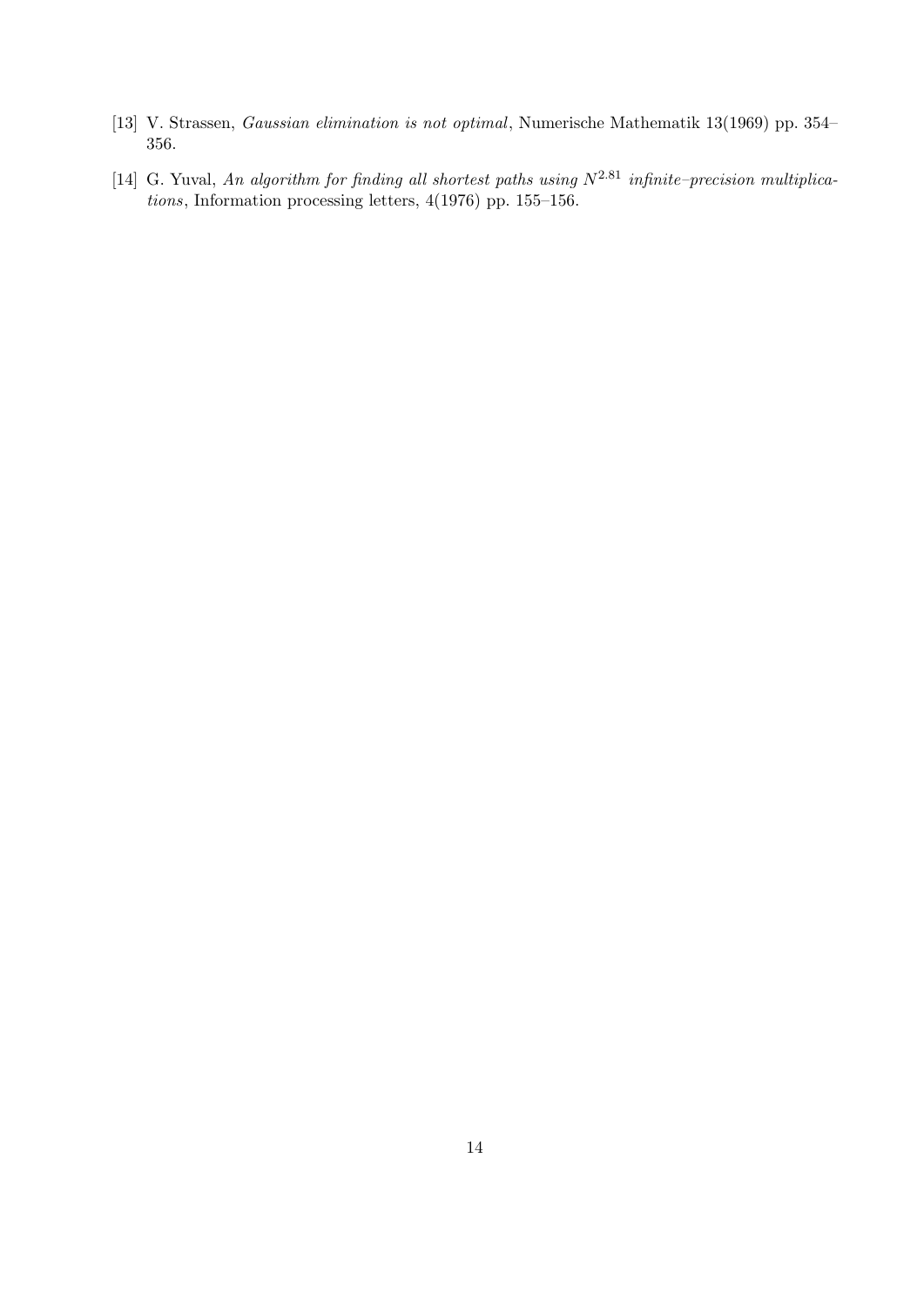[13] V. Strassen, *Gaussian elimination is not optimal*, Numerische Mathematik 13(1969) pp. 354–356.

[14] G. Yuval, *An algorithm for finding all shortest paths using $N^{2.81}$ infinite–precision multiplications*, Information processing letters, 4(1976) pp. 155–156.